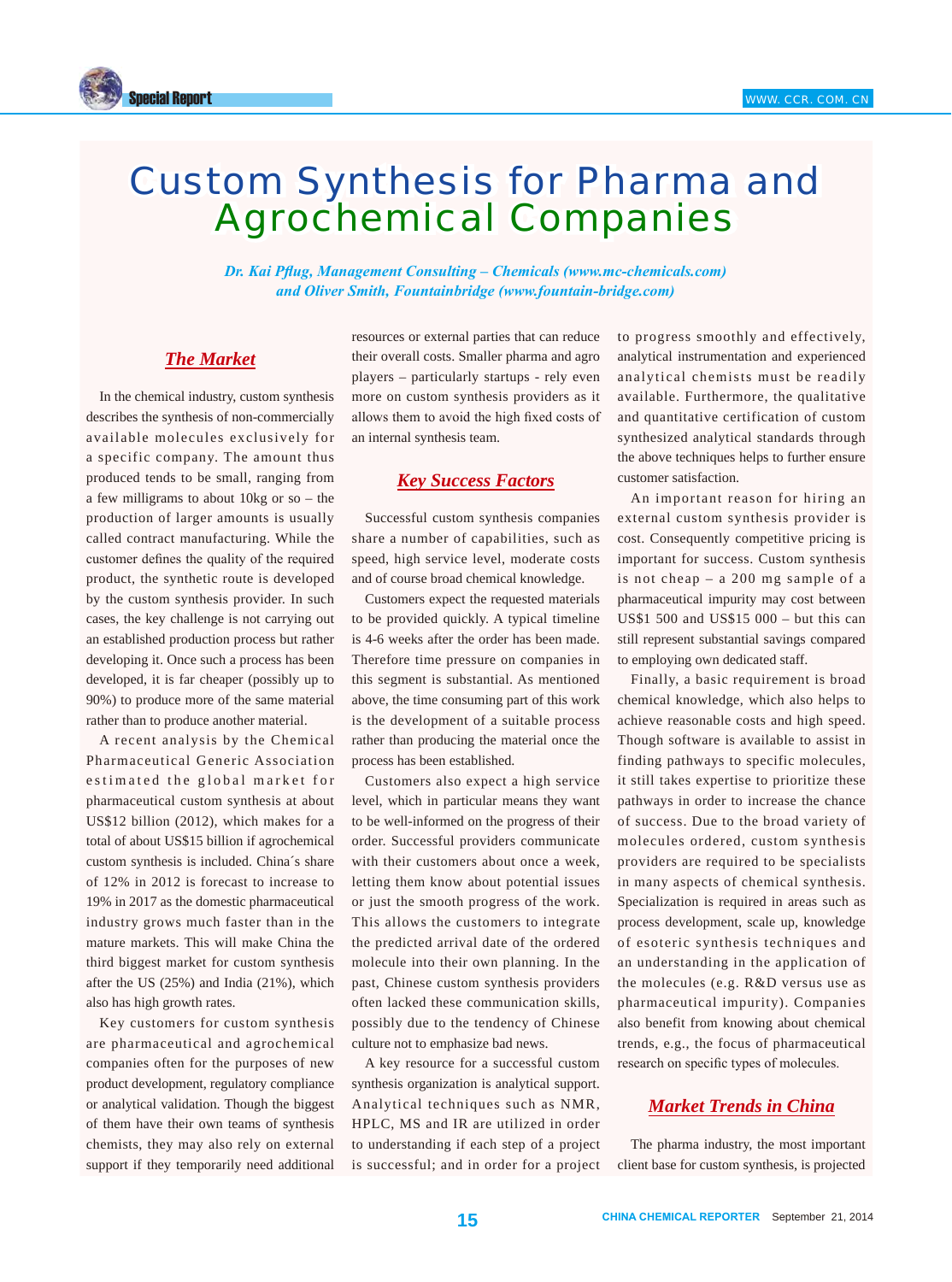# Custom Synthesis for Pharma and Agrochemical Companies

*Dr. Kai Pflug, Management Consulting – Chemicals (www.mc-chemicals.com) and Oliver Smith, Fountainbridge (www.fountain-bridge.com)*

## The Market

In the chemical industry, custom synthesis describes the synthesis of non-commercially available molecules exclusively for a specific company. The amount thus produced tends to be small, ranging from a few milligrams to about 10kg or so – the production of larger amounts is usually called contract manufacturing. While the customer defines the quality of the required product, the synthetic route is developed by the custom synthesis provider. In such cases, the key challenge is not carrying out an established production process but rather developing it. Once such a process has been developed, it is far cheaper (possibly up to 90%) to produce more of the same material rather than to produce another material.

A recent analysis by the Chemical Pharmaceutical Generic Association estimated the global market for pharmaceutical custom synthesis at about US$12 billion (2012), which makes for a total of about US$15 billion if agrochemical custom synthesis is included. China´s share of 12% in 2012 is forecast to increase to 19% in 2017 as the domestic pharmaceutical industry grows much faster than in the mature markets. This will make China the third biggest market for custom synthesis after the US (25%) and India (21%), which also has high growth rates.

Key customers for custom synthesis are pharmaceutical and agrochemical companies often for the purposes of new product development, regulatory compliance or analytical validation. Though the biggest of them have their own teams of synthesis chemists, they may also rely on external support if they temporarily need additional resources or external parties that can reduce their overall costs. Smaller pharma and agro players – particularly startups - rely even more on custom synthesis providers as it allows them to avoid the high fixed costs of an internal synthesis team.

## Key Success Factors

Successful custom synthesis companies share a number of capabilities, such as speed, high service level, moderate costs and of course broad chemical knowledge.

Customers expect the requested materials to be provided quickly. A typical timeline is 4-6 weeks after the order has been made. Therefore time pressure on companies in this segment is substantial. As mentioned above, the time consuming part of this work is the development of a suitable process rather than producing the material once the process has been established.

Customers also expect a high service level, which in particular means they want to be well-informed on the progress of their order. Successful providers communicate with their customers about once a week, letting them know about potential issues or just the smooth progress of the work. This allows the customers to integrate the predicted arrival date of the ordered molecule into their own planning. In the past, Chinese custom synthesis providers often lacked these communication skills, possibly due to the tendency of Chinese culture not to emphasize bad news.

A key resource for a successful custom synthesis organization is analytical support. Analytical techniques such as NMR, HPLC, MS and IR are utilized in order to understanding if each step of a project is successful; and in order for a project to progress smoothly and effectively, analytical instrumentation and experienced analytical chemists must be readily available. Furthermore, the qualitative and quantitative certification of custom synthesized analytical standards through the above techniques helps to further ensure customer satisfaction.

An important reason for hiring an external custom synthesis provider is cost. Consequently competitive pricing is important for success. Custom synthesis is not cheap – a 200 mg sample of a pharmaceutical impurity may cost between US$1 500 and US$15 000 – but this can still represent substantial savings compared to employing own dedicated staff.

Finally, a basic requirement is broad chemical knowledge, which also helps to achieve reasonable costs and high speed. Though software is available to assist in finding pathways to specific molecules, it still takes expertise to prioritize these pathways in order to increase the chance of success. Due to the broad variety of molecules ordered, custom synthesis providers are required to be specialists in many aspects of chemical synthesis. Specialization is required in areas such as process development, scale up, knowledge of esoteric synthesis techniques and an understanding of the application of the molecules (e.g. R&D versus use as pharmaceutical impurity). Companies also benefit from knowing about chemical trends, e.g., the focus of pharmaceutical research on specific types of molecules.

## Market Trends in China

The pharma industry, the most important client base for custom synthesis, is projected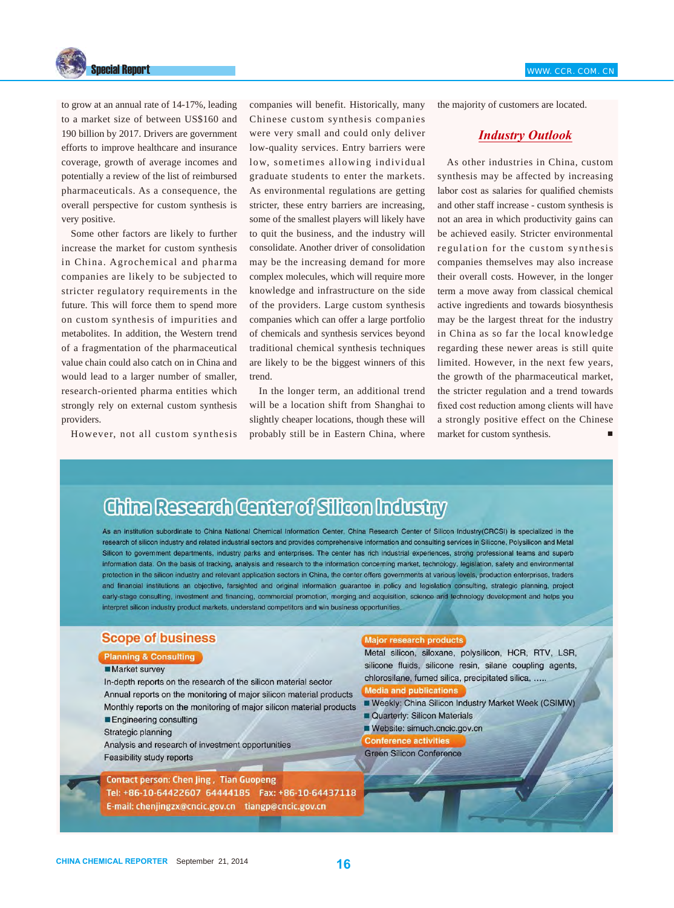to grow at an annual rate of 14-17%, leading to a market size of between US$160 and 190 billion by 2017. Drivers are government efforts to improve healthcare and insurance coverage, growth of average incomes and potentially a review of the list of reimbursed pharmaceuticals. As a consequence, the overall perspective for custom synthesis is very positive.

Some other factors are likely to further increase the market for custom synthesis in China. Agrochemical and pharma companies are likely to be subjected to stricter regulatory requirements in the future. This will force them to spend more on custom synthesis of impurities and metabolites. In addition, the Western trend of a fragmentation of the pharmaceutical value chain could also catch on in China and would lead to a larger number of smaller, research-oriented pharma entities which strongly rely on external custom synthesis providers.

However, not all custom synthesis companies will benefit. Historically, many Chinese custom synthesis companies were very small and could only deliver low-quality services. Entry barriers were low, sometimes allowing individual graduate students to enter the markets. As environmental regulations are getting stricter, these entry barriers are increasing, some of the smallest players will likely have to quit the business, and the industry will consolidate. Another driver of consolidation may be the increasing demand for more complex molecules, which will require more knowledge and infrastructure on the side of the providers. Large custom synthesis companies which can offer a large portfolio of chemicals and synthesis services beyond traditional chemical synthesis techniques are likely to be the biggest winners of this trend.

In the longer term, an additional trend will be a location shift from Shanghai to slightly cheaper locations, though these will probably still be in Eastern China, where the majority of customers are located.

## *Industry Outlook*

As other industries in China, custom synthesis may be affected by increasing labor cost as salaries for qualified chemists and other staff increase - custom synthesis is not an area in which productivity gains can be achieved easily. Stricter environmental regulation for the custom synthesis companies themselves may also increase their overall costs. However, in the longer term a move away from classical chemical active ingredients and towards biosynthesis may be the largest threat for the industry in China as so far the local knowledge regarding these newer areas is still quite limited. However, in the next few years, the growth of the pharmaceutical market, the stricter regulation and a trend towards fixed cost reduction among clients will have a strongly positive effect on the Chinese market for custom synthesis. ■

# China Research Center of Silicon Industry

As an institution subordinate to China National Chemical Information Center, China Research Center of Silicon Industry(CRCSI) is specialized in the research of silicon industry and related industrial sectors and provides comprehensive information and consulting services in Silicone, Polysilicon and Metal Silicon to government departments, industry parks and enterprises. The center has rich industrial experiences, strong professional teams and superb information data. On the basis of tracking, analysis and research to the information concerning market, technology, legislation, safety and environmental protection in the silicon industry and relevant application sectors in China, the center offers governments at various levels, production enterprises, traders and financial institutions an objective, farsighted and original information guarantee in policy and legislation consulting, strategic planning, project early-stage consulting, investment and financing, commercial promotion, merging and acquisition, science and technology development and helps you interpret silicon industry product markets, understand competitors and win business opportunities.

## Scope of business

**Planning & Consulting**

■ Market survey

In-depth reports on the research of the silicon material sector

Annual reports on the monitoring of major silicon material products

Monthly reports on the monitoring of major silicon material products

■ Engineering consulting

Strategic planning

Analysis and research of investment opportunities

Feasibility study reports

**Major research products**

Metal silicon, siloxane, polysilicon, HCR, RTV, LSR, silicone fluids, silicone resin, silane coupling agents, chlorosilane, fumed silica, precipitated silica, .....

**Media and publications**

■ Weekly: China Silicon Industry Market Week (CSIMW)

■ Quarterly: Silicon Materials

■ Website: simuch.cncic.gov.cn

**Conference activities**

Green Silicon Conference

Contact person: Chen Jing , Tian Guopeng
Tel: +86-10-64422607 64444185 Fax: +86-10-64437118
E-mail: chenjingzx@cncic.gov.cn tiangp@cncic.gov.cn